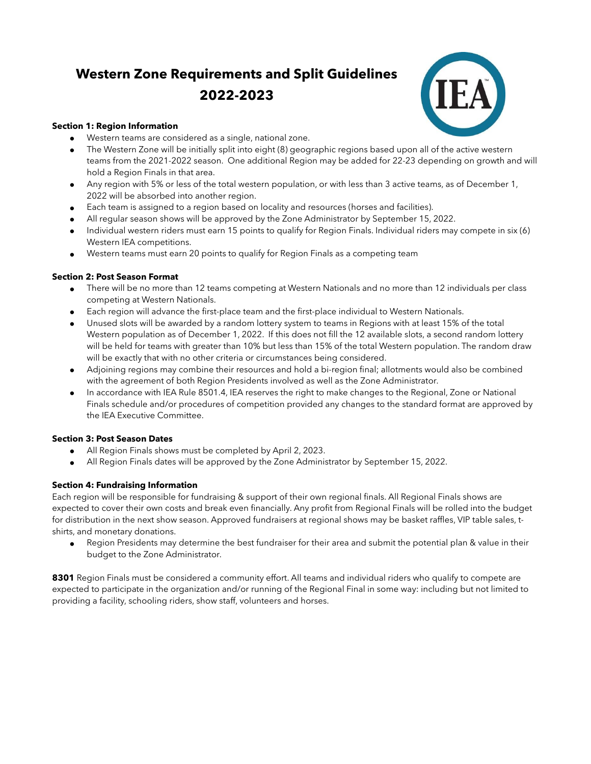# Western Zone Requirements and Split Guidelines 2022-2023

**Section 1: Region Information**

- Western teams are considered as a single, national zone.
- The Western Zone will be initially split into eight (8) geographic regions based upon all of the active western teams from the 2021-2022 season. One additional Region may be added for 22-23 depending on growth and will hold a Region Finals in that area.
- Any region with 5% or less of the total western population, or with less than 3 active teams, as of December 1, 2022 will be absorbed into another region.
- Each team is assigned to a region based on locality and resources (horses and facilities).
- All regular season shows will be approved by the Zone Administrator by September 15, 2022.
- Individual western riders must earn 15 points to qualify for Region Finals. Individual riders may compete in six (6) Western IEA competitions.
- Western teams must earn 20 points to qualify for Region Finals as a competing team

**Section 2: Post Season Format**

- There will be no more than 12 teams competing at Western Nationals and no more than 12 individuals per class competing at Western Nationals.
- Each region will advance the first-place team and the first-place individual to Western Nationals.
- Unused slots will be awarded by a random lottery system to teams in Regions with at least 15% of the total Western population as of December 1, 2022. If this does not fill the 12 available slots, a second random lottery will be held for teams with greater than 10% but less than 15% of the total Western population. The random draw will be exactly that with no other criteria or circumstances being considered.
- Adjoining regions may combine their resources and hold a bi-region final; allotments would also be combined with the agreement of both Region Presidents involved as well as the Zone Administrator.
- In accordance with IEA Rule 8501.4, IEA reserves the right to make changes to the Regional, Zone or National Finals schedule and/or procedures of competition provided any changes to the standard format are approved by the IEA Executive Committee.

**Section 3: Post Season Dates**

- All Region Finals shows must be completed by April 2, 2023.
- All Region Finals dates will be approved by the Zone Administrator by September 15, 2022.

**Section 4: Fundraising Information**

Each region will be responsible for fundraising & support of their own regional finals. All Regional Finals shows are expected to cover their own costs and break even financially. Any profit from Regional Finals will be rolled into the budget for distribution in the next show season. Approved fundraisers at regional shows may be basket raffles, VIP table sales, t-shirts, and monetary donations.

- Region Presidents may determine the best fundraiser for their area and submit the potential plan & value in their budget to the Zone Administrator.

**8301** Region Finals must be considered a community effort. All teams and individual riders who qualify to compete are expected to participate in the organization and/or running of the Regional Final in some way: including but not limited to providing a facility, schooling riders, show staff, volunteers and horses.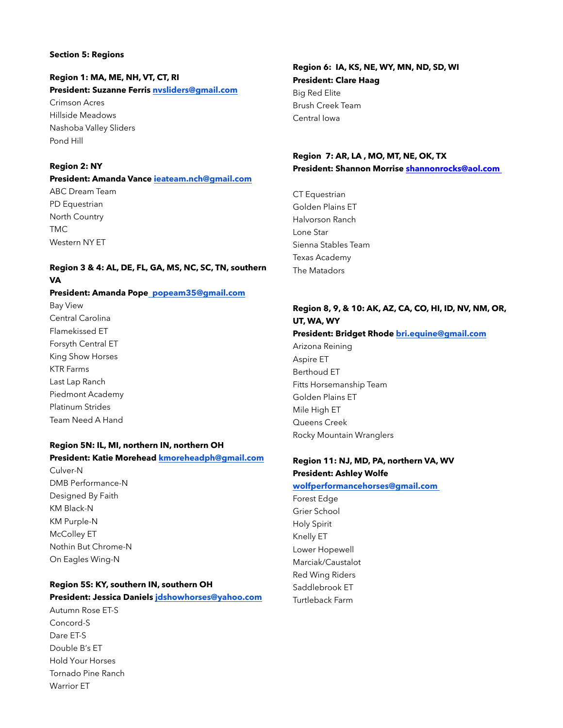**Section 5: Regions**

**Region 1: MA, ME, NH, VT, CT, RI**
**President: Suzanne Ferris nvsliders@gmail.com**
Crimson Acres
Hillside Meadows
Nashoba Valley Sliders
Pond Hill

**Region 2: NY**
**President: Amanda Vance ieateam.nch@gmail.com**
ABC Dream Team
PD Equestrian
North Country
TMC
Western NY ET

**Region 3 & 4: AL, DE, FL, GA, MS, NC, SC, TN, southern VA**
**President: Amanda Pope popeam35@gmail.com**
Bay View
Central Carolina
Flamekissed ET
Forsyth Central ET
King Show Horses
KTR Farms
Last Lap Ranch
Piedmont Academy
Platinum Strides
Team Need A Hand

**Region 5N: IL, MI, northern IN, northern OH**
**President: Katie Morehead kmoreheadph@gmail.com**
Culver-N
DMB Performance-N
Designed By Faith
KM Black-N
KM Purple-N
McColley ET
Nothin But Chrome-N
On Eagles Wing-N

**Region 5S: KY, southern IN, southern OH**
**President: Jessica Daniels jdshowhorses@yahoo.com**
Autumn Rose ET-S
Concord-S
Dare ET-S
Double B's ET
Hold Your Horses
Tornado Pine Ranch
Warrior ET

**Region 6: IA, KS, NE, WY, MN, ND, SD, WI**
**President: Clare Haag**
Big Red Elite
Brush Creek Team
Central Iowa

**Region 7: AR, LA , MO, MT, NE, OK, TX**
**President: Shannon Morrise shannonrocks@aol.com**

CT Equestrian
Golden Plains ET
Halvorson Ranch
Lone Star
Sienna Stables Team
Texas Academy
The Matadors

**Region 8, 9, & 10: AK, AZ, CA, CO, HI, ID, NV, NM, OR, UT, WA, WY**
**President: Bridget Rhode bri.equine@gmail.com**
Arizona Reining
Aspire ET
Berthoud ET
Fitts Horsemanship Team
Golden Plains ET
Mile High ET
Queens Creek
Rocky Mountain Wranglers

**Region 11: NJ, MD, PA, northern VA, WV**
**President: Ashley Wolfe wolfperformancehorses@gmail.com**
Forest Edge
Grier School
Holy Spirit
Knelly ET
Lower Hopewell
Marciak/Caustalot
Red Wing Riders
Saddlebrook ET
Turtleback Farm